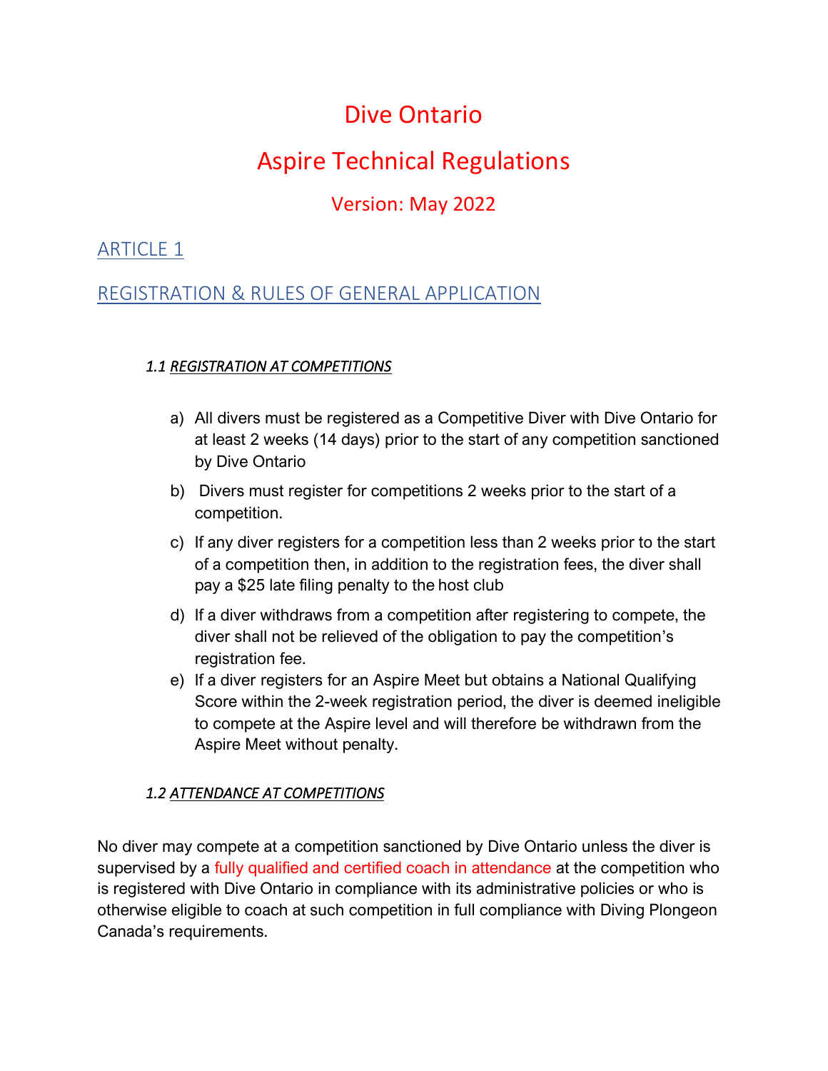# Dive Ontario

# Aspire Technical Regulations

## Version: May 2022

## ARTICLE 1

## REGISTRATION & RULES OF GENERAL APPLICATION

### *1.1 REGISTRATION AT COMPETITIONS*

a) All divers must be registered as a Competitive Diver with Dive Ontario for at least 2 weeks (14 days) prior to the start of any competition sanctioned by Dive Ontario

b) Divers must register for competitions 2 weeks prior to the start of a competition.

c) If any diver registers for a competition less than 2 weeks prior to the start of a competition then, in addition to the registration fees, the diver shall pay a $25 late filing penalty to the host club

d) If a diver withdraws from a competition after registering to compete, the diver shall not be relieved of the obligation to pay the competition's registration fee.

e) If a diver registers for an Aspire Meet but obtains a National Qualifying Score within the 2-week registration period, the diver is deemed ineligible to compete at the Aspire level and will therefore be withdrawn from the Aspire Meet without penalty.

### *1.2 ATTENDANCE AT COMPETITIONS*

No diver may compete at a competition sanctioned by Dive Ontario unless the diver is supervised by a fully qualified and certified coach in attendance at the competition who is registered with Dive Ontario in compliance with its administrative policies or who is otherwise eligible to coach at such competition in full compliance with Diving Plongeon Canada's requirements.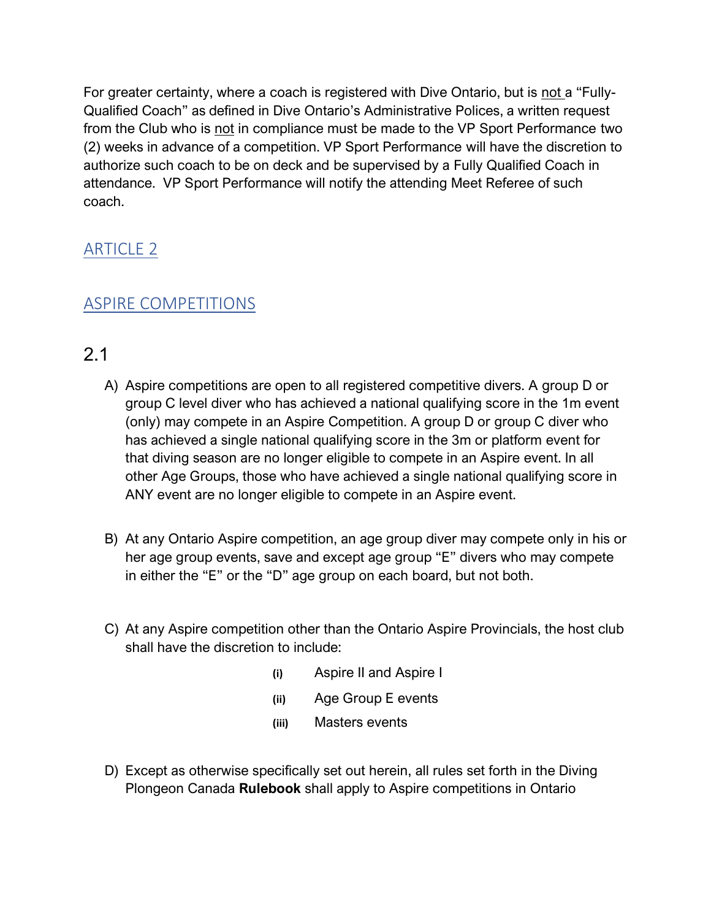For greater certainty, where a coach is registered with Dive Ontario, but is not a "Fully-Qualified Coach" as defined in Dive Ontario's Administrative Polices, a written request from the Club who is not in compliance must be made to the VP Sport Performance two (2) weeks in advance of a competition. VP Sport Performance will have the discretion to authorize such coach to be on deck and be supervised by a Fully Qualified Coach in attendance. VP Sport Performance will notify the attending Meet Referee of such coach.

## ARTICLE 2

## ASPIRE COMPETITIONS

### 2.1

A) Aspire competitions are open to all registered competitive divers. A group D or group C level diver who has achieved a national qualifying score in the 1m event (only) may compete in an Aspire Competition. A group D or group C diver who has achieved a single national qualifying score in the 3m or platform event for that diving season are no longer eligible to compete in an Aspire event. In all other Age Groups, those who have achieved a single national qualifying score in ANY event are no longer eligible to compete in an Aspire event.

B) At any Ontario Aspire competition, an age group diver may compete only in his or her age group events, save and except age group "E" divers who may compete in either the "E" or the "D" age group on each board, but not both.

C) At any Aspire competition other than the Ontario Aspire Provincials, the host club shall have the discretion to include:

   (i) Aspire II and Aspire I
   (ii) Age Group E events
   (iii) Masters events

D) Except as otherwise specifically set out herein, all rules set forth in the Diving Plongeon Canada **Rulebook** shall apply to Aspire competitions in Ontario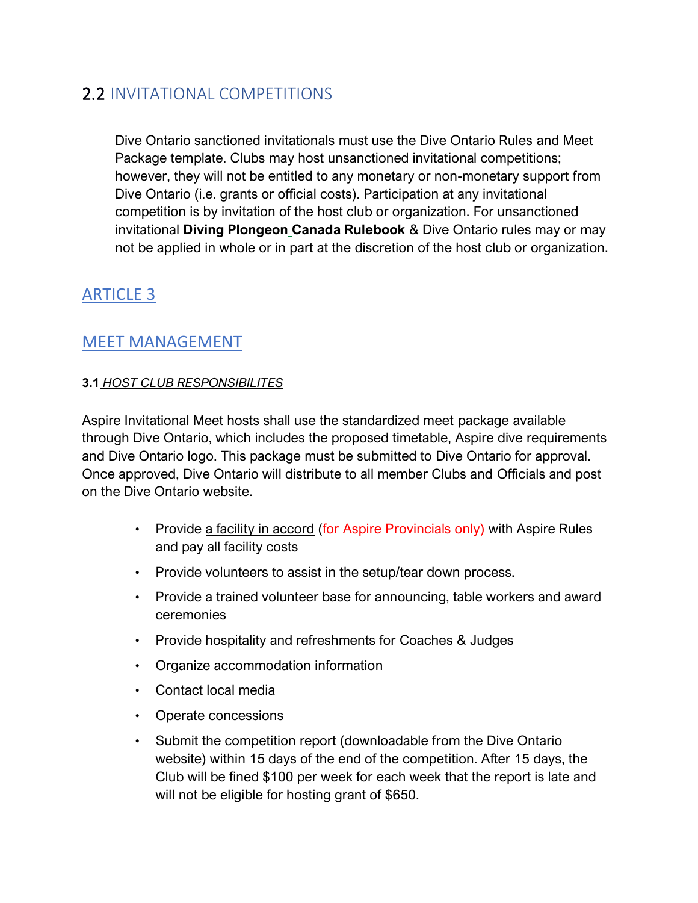## 2.2 INVITATIONAL COMPETITIONS

Dive Ontario sanctioned invitationals must use the Dive Ontario Rules and Meet Package template. Clubs may host unsanctioned invitational competitions; however, they will not be entitled to any monetary or non-monetary support from Dive Ontario (i.e. grants or official costs). Participation at any invitational competition is by invitation of the host club or organization. For unsanctioned invitational **Diving Plongeon Canada Rulebook** & Dive Ontario rules may or may not be applied in whole or in part at the discretion of the host club or organization.

# ARTICLE 3

# MEET MANAGEMENT

### 3.1 *HOST CLUB RESPONSIBILITES*

Aspire Invitational Meet hosts shall use the standardized meet package available through Dive Ontario, which includes the proposed timetable, Aspire dive requirements and Dive Ontario logo. This package must be submitted to Dive Ontario for approval. Once approved, Dive Ontario will distribute to all member Clubs and Officials and post on the Dive Ontario website.

- Provide a facility in accord (for Aspire Provincials only) with Aspire Rules and pay all facility costs
- Provide volunteers to assist in the setup/tear down process.
- Provide a trained volunteer base for announcing, table workers and award ceremonies
- Provide hospitality and refreshments for Coaches & Judges
- Organize accommodation information
- Contact local media
- Operate concessions
- Submit the competition report (downloadable from the Dive Ontario website) within 15 days of the end of the competition. After 15 days, the Club will be fined $100 per week for each week that the report is late and will not be eligible for hosting grant of $650.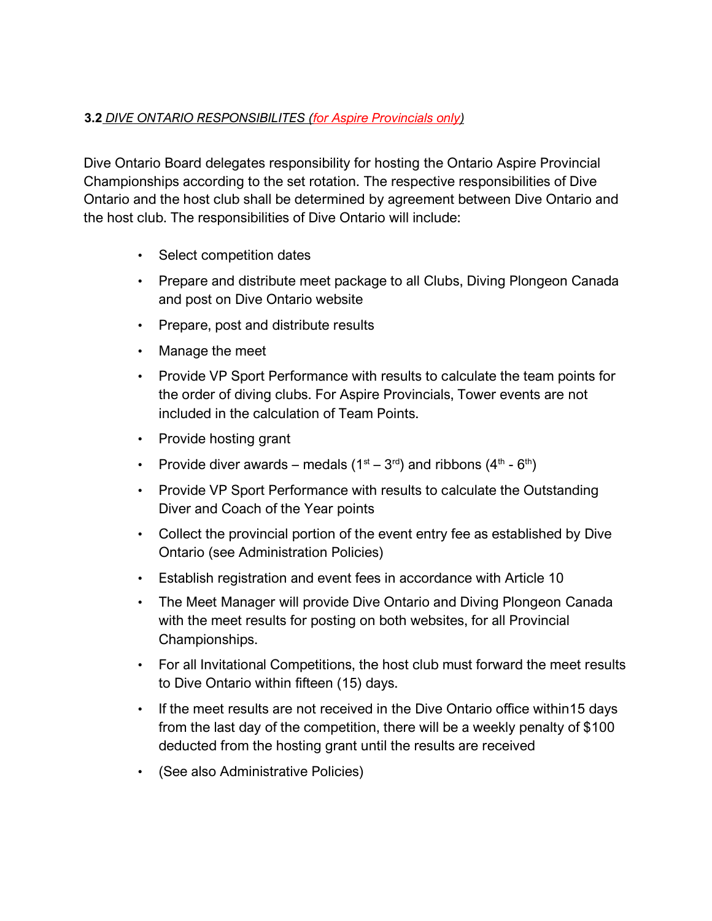**3.2** *DIVE ONTARIO RESPONSIBILITES (for Aspire Provincials only)*

Dive Ontario Board delegates responsibility for hosting the Ontario Aspire Provincial Championships according to the set rotation. The respective responsibilities of Dive Ontario and the host club shall be determined by agreement between Dive Ontario and the host club. The responsibilities of Dive Ontario will include:

- Select competition dates
- Prepare and distribute meet package to all Clubs, Diving Plongeon Canada and post on Dive Ontario website
- Prepare, post and distribute results
- Manage the meet
- Provide VP Sport Performance with results to calculate the team points for the order of diving clubs. For Aspire Provincials, Tower events are not included in the calculation of Team Points.
- Provide hosting grant
- Provide diver awards – medals ($1^{st}$ – $3^{rd}$) and ribbons ($4^{th}$ - $6^{th}$)
- Provide VP Sport Performance with results to calculate the Outstanding Diver and Coach of the Year points
- Collect the provincial portion of the event entry fee as established by Dive Ontario (see Administration Policies)
- Establish registration and event fees in accordance with Article 10
- The Meet Manager will provide Dive Ontario and Diving Plongeon Canada with the meet results for posting on both websites, for all Provincial Championships.
- For all Invitational Competitions, the host club must forward the meet results to Dive Ontario within fifteen (15) days.
- If the meet results are not received in the Dive Ontario office within15 days from the last day of the competition, there will be a weekly penalty of $100 deducted from the hosting grant until the results are received
- (See also Administrative Policies)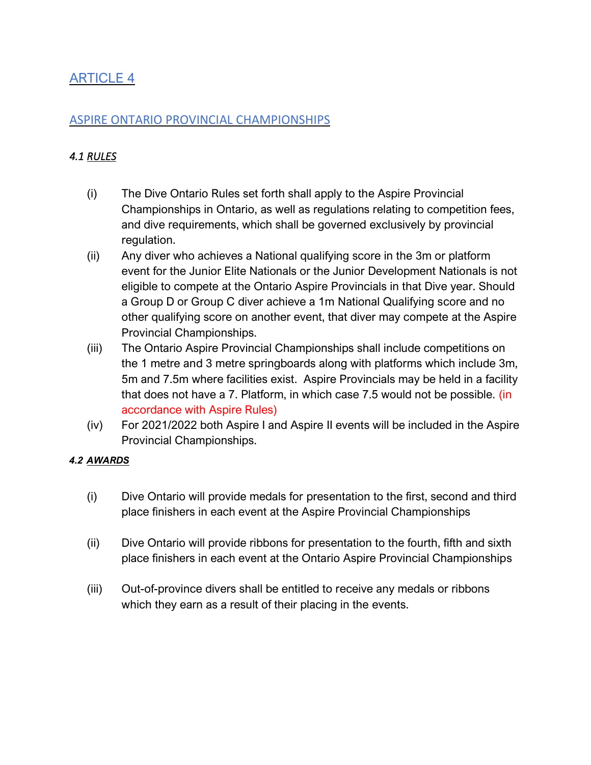## ARTICLE 4

### ASPIRE ONTARIO PROVINCIAL CHAMPIONSHIPS

#### *4.1 RULES*

(i) The Dive Ontario Rules set forth shall apply to the Aspire Provincial Championships in Ontario, as well as regulations relating to competition fees, and dive requirements, which shall be governed exclusively by provincial regulation.

(ii) Any diver who achieves a National qualifying score in the 3m or platform event for the Junior Elite Nationals or the Junior Development Nationals is not eligible to compete at the Ontario Aspire Provincials in that Dive year. Should a Group D or Group C diver achieve a 1m National Qualifying score and no other qualifying score on another event, that diver may compete at the Aspire Provincial Championships.

(iii) The Ontario Aspire Provincial Championships shall include competitions on the 1 metre and 3 metre springboards along with platforms which include 3m, 5m and 7.5m where facilities exist. Aspire Provincials may be held in a facility that does not have a 7. Platform, in which case 7.5 would not be possible. (in accordance with Aspire Rules)

(iv) For 2021/2022 both Aspire I and Aspire II events will be included in the Aspire Provincial Championships.

#### ***4.2 AWARDS***

(i) Dive Ontario will provide medals for presentation to the first, second and third place finishers in each event at the Aspire Provincial Championships

(ii) Dive Ontario will provide ribbons for presentation to the fourth, fifth and sixth place finishers in each event at the Ontario Aspire Provincial Championships

(iii) Out-of-province divers shall be entitled to receive any medals or ribbons which they earn as a result of their placing in the events.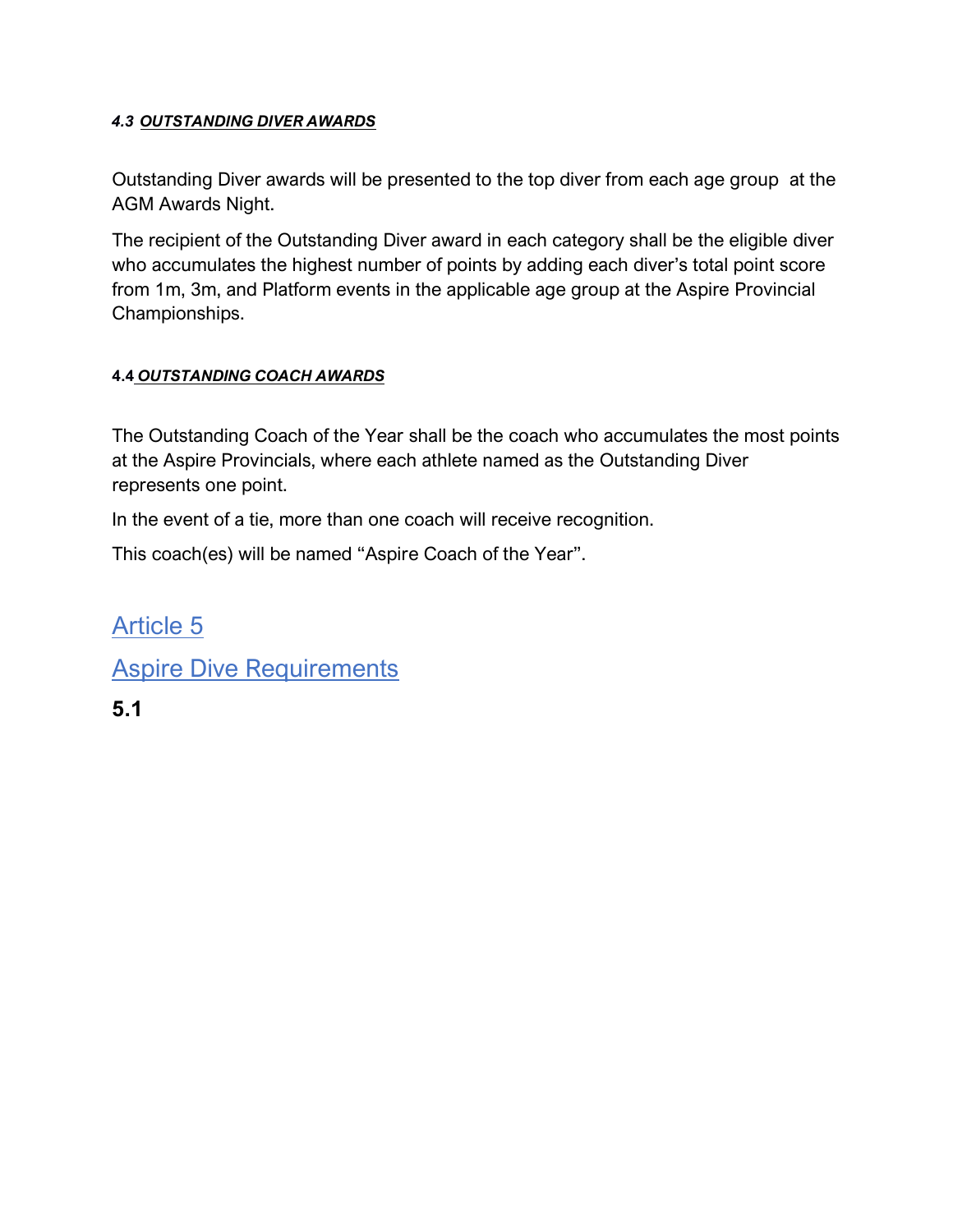#### *4.3 <u>OUTSTANDING DIVER AWARDS</u>*

Outstanding Diver awards will be presented to the top diver from each age group at the AGM Awards Night.

The recipient of the Outstanding Diver award in each category shall be the eligible diver who accumulates the highest number of points by adding each diver's total point score from 1m, 3m, and Platform events in the applicable age group at the Aspire Provincial Championships.

#### 4.4 *<u>OUTSTANDING COACH AWARDS</u>*

The Outstanding Coach of the Year shall be the coach who accumulates the most points at the Aspire Provincials, where each athlete named as the Outstanding Diver represents one point.

In the event of a tie, more than one coach will receive recognition.

This coach(es) will be named "Aspire Coach of the Year".

## Article 5

## Aspire Dive Requirements

### 5.1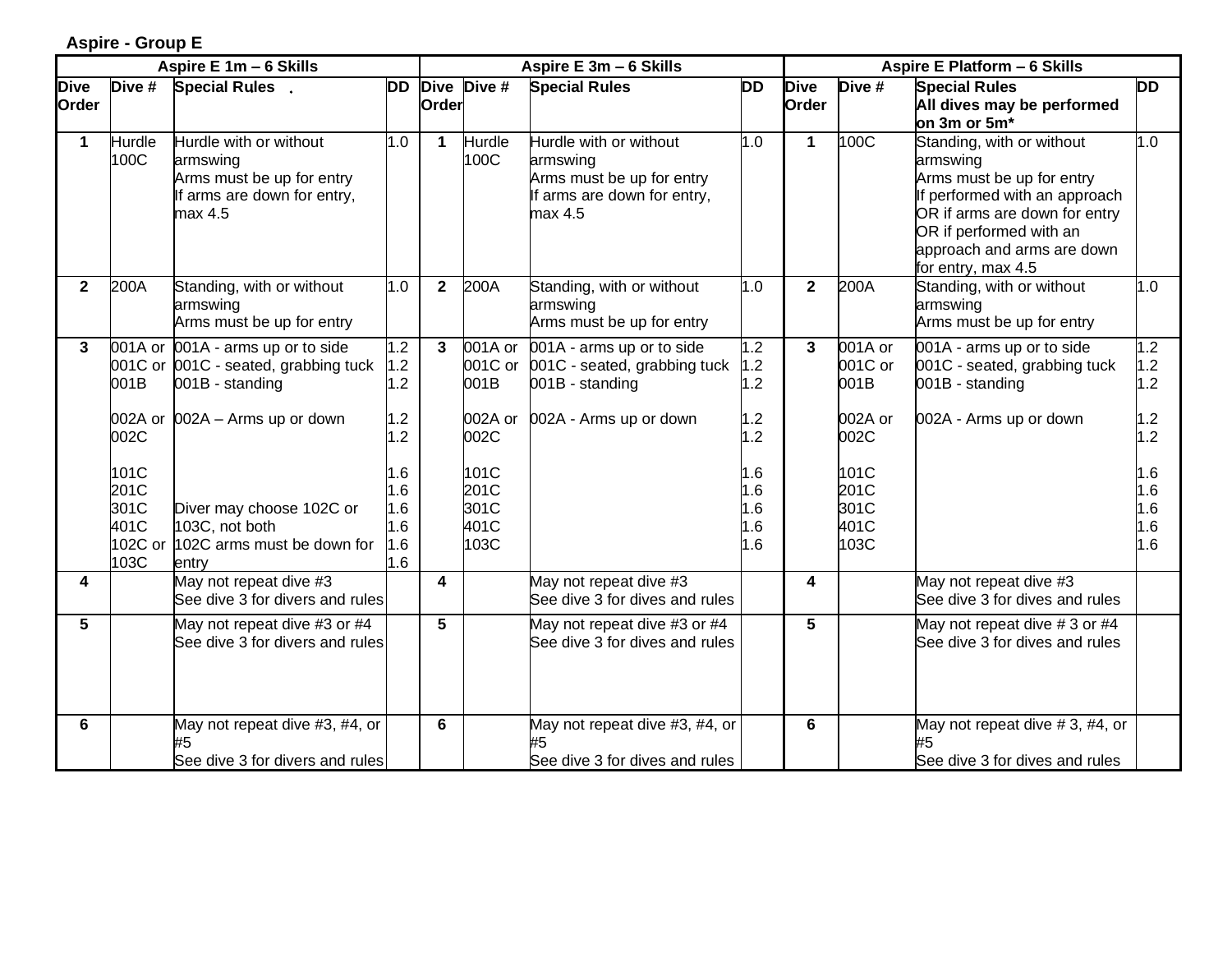**Aspire - Group E**

| Aspire E 1m – 6 Skills | | | | Aspire E 3m – 6 Skills | | | | Aspire E Platform – 6 Skills | | | |
|---|---|---|---|---|---|---|---|---|---|---|---|
| **Dive Order** | **Dive #** | **Special Rules** | **DD** | **Dive Order** | **Dive #** | **Special Rules** | **DD** | **Dive Order** | **Dive #** | **Special Rules**<br>**All dives may be performed on 3m or 5m*** | **DD** |
| **1** | Hurdle 100C | Hurdle with or without armswing<br>Arms must be up for entry<br>If arms are down for entry, max 4.5 | 1.0 | **1** | Hurdle 100C | Hurdle with or without armswing<br>Arms must be up for entry<br>If arms are down for entry, max 4.5 | 1.0 | **1** | 100C | Standing, with or without armswing<br>Arms must be up for entry<br>If performed with an approach OR if arms are down for entry OR if performed with an approach and arms are down for entry, max 4.5 | 1.0 |
| **2** | 200A | Standing, with or without armswing<br>Arms must be up for entry | 1.0 | **2** | 200A | Standing, with or without armswing<br>Arms must be up for entry | 1.0 | **2** | 200A | Standing, with or without armswing<br>Arms must be up for entry | 1.0 |
| **3** | 001A or<br>001C or<br>001B<br><br>002A or<br>002C<br><br>101C<br>201C<br>301C<br>401C<br>102C or<br>103C | 001A - arms up or to side<br>001C - seated, grabbing tuck<br>001B - standing<br><br>002A – Arms up or down<br><br><br><br><br>Diver may choose 102C or 103C, not both<br>102C arms must be down for entry | 1.2<br>1.2<br>1.2<br><br>1.2<br>1.2<br><br>1.6<br>1.6<br>1.6<br>1.6<br>1.6<br>1.6 | **3** | 001A or<br>001C or<br>001B<br><br>002A or<br>002C<br><br>101C<br>201C<br>301C<br>401C<br>103C | 001A - arms up or to side<br>001C - seated, grabbing tuck<br>001B - standing<br><br>002A - Arms up or down | 1.2<br>1.2<br>1.2<br><br>1.2<br>1.2<br><br>1.6<br>1.6<br>1.6<br>1.6<br>1.6 | **3** | 001A or<br>001C or<br>001B<br><br>002A or<br>002C<br><br>101C<br>201C<br>301C<br>401C<br>103C | 001A - arms up or to side<br>001C - seated, grabbing tuck<br>001B - standing<br><br>002A - Arms up or down | 1.2<br>1.2<br>1.2<br><br>1.2<br>1.2<br><br>1.6<br>1.6<br>1.6<br>1.6<br>1.6 |
| **4** | | May not repeat dive #3<br>See dive 3 for divers and rules | | **4** | | May not repeat dive #3<br>See dive 3 for dives and rules | | **4** | | May not repeat dive #3<br>See dive 3 for dives and rules | |
| **5** | | May not repeat dive #3 or #4<br>See dive 3 for divers and rules | | **5** | | May not repeat dive #3 or #4<br>See dive 3 for dives and rules | | **5** | | May not repeat dive # 3 or #4<br>See dive 3 for dives and rules | |
| **6** | | May not repeat dive #3, #4, or #5<br>See dive 3 for divers and rules | | **6** | | May not repeat dive #3, #4, or #5<br>See dive 3 for dives and rules | | **6** | | May not repeat dive # 3, #4, or #5<br>See dive 3 for dives and rules | |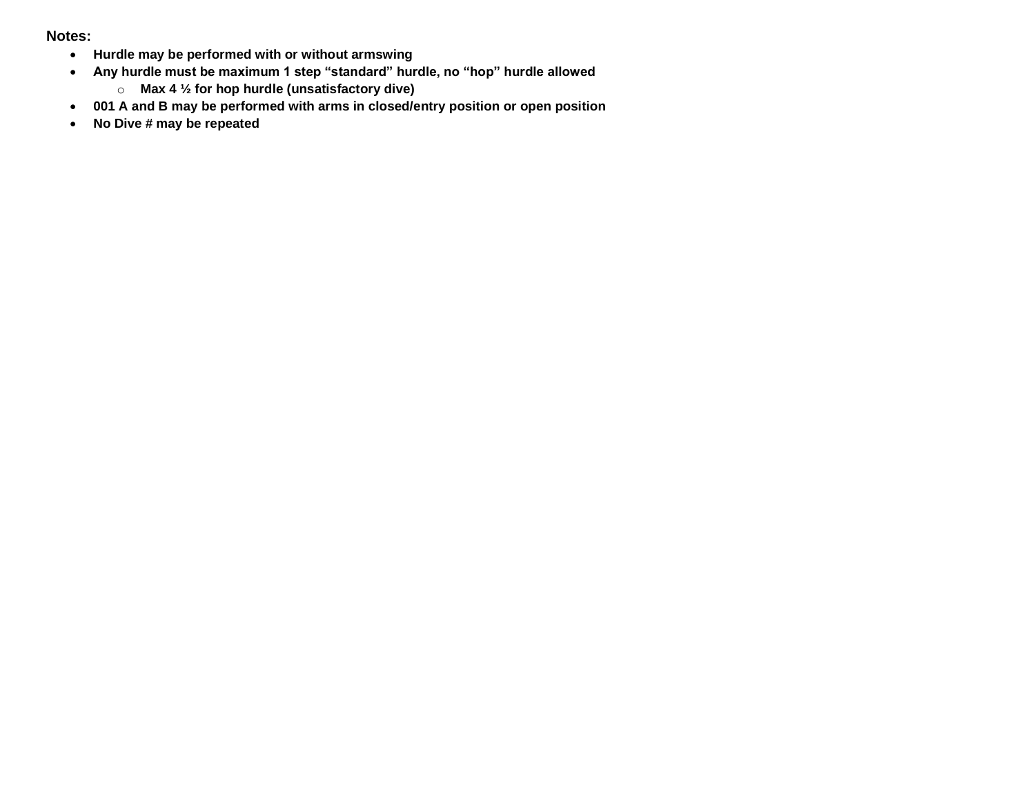**Notes:**

- **Hurdle may be performed with or without armswing**
- **Any hurdle must be maximum 1 step “standard” hurdle, no “hop” hurdle allowed**
  - **Max 4 ½ for hop hurdle (unsatisfactory dive)**
- **001 A and B may be performed with arms in closed/entry position or open position**
- **No Dive # may be repeated**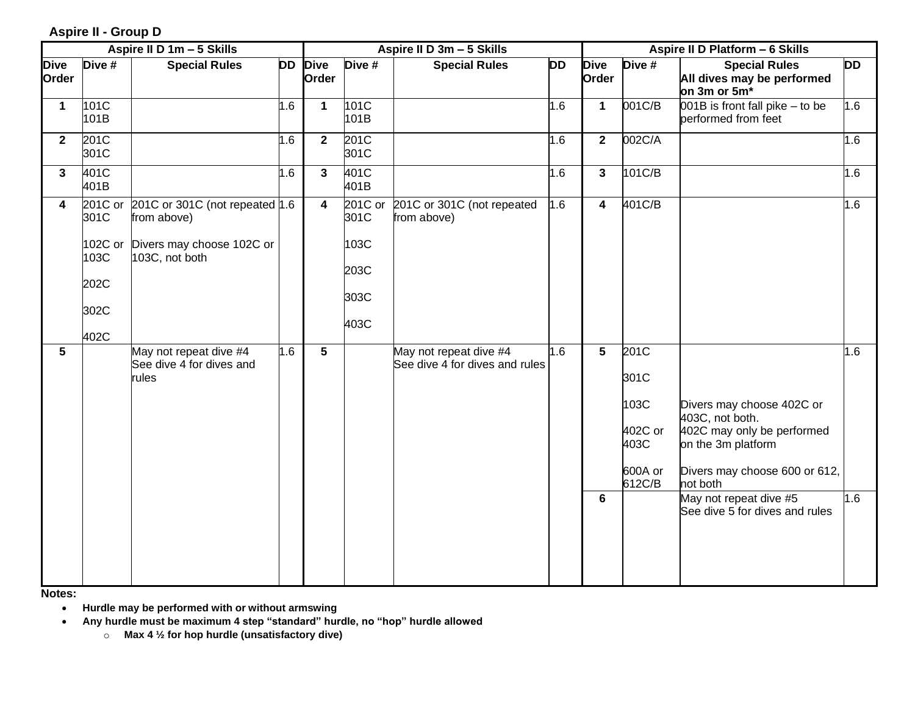**Aspire II - Group D**

| Aspire II D 1m – 5 Skills | | | | Aspire II D 3m – 5 Skills | | | | Aspire II D Platform – 6 Skills | | | |
|---|---|---|---|---|---|---|---|---|---|---|---|
| **Dive Order** | **Dive #** | **Special Rules** | **DD** | **Dive Order** | **Dive #** | **Special Rules** | **DD** | **Dive Order** | **Dive #** | **Special Rules** **All dives may be performed on 3m or 5m*** | **DD** |
| **1** | 101C 101B | | 1.6 | **1** | 101C 101B | | 1.6 | **1** | 001C/B | 001B is front fall pike – to be performed from feet | 1.6 |
| **2** | 201C 301C | | 1.6 | **2** | 201C 301C | | 1.6 | **2** | 002C/A | | 1.6 |
| **3** | 401C 401B | | 1.6 | **3** | 401C 401B | | 1.6 | **3** | 101C/B | | 1.6 |
| **4** | 201C or 301C<br><br>102C or 103C<br><br>202C<br><br>302C<br><br>402C | 201C or 301C (not repeated from above)<br><br>Divers may choose 102C or 103C, not both | 1.6 | **4** | 201C or 301C<br><br>103C<br><br>203C<br><br>303C<br><br>403C | 201C or 301C (not repeated from above) | 1.6 | **4** | 401C/B | | 1.6 |
| **5** | | May not repeat dive #4 See dive 4 for dives and rules | 1.6 | **5** | | May not repeat dive #4 See dive 4 for dives and rules | 1.6 | **5** | 201C<br><br>301C<br><br>103C<br><br>402C or 403C<br><br>600A or 612C/B | Divers may choose 402C or 403C, not both. 402C may only be performed on the 3m platform<br><br>Divers may choose 600 or 612, not both | 1.6 |
| | | | | | | | | **6** | | May not repeat dive #5 See dive 5 for dives and rules | 1.6 |

**Notes:**

- **Hurdle may be performed with or without armswing**
- **Any hurdle must be maximum 4 step "standard" hurdle, no "hop" hurdle allowed**
  - **Max 4 ½ for hop hurdle (unsatisfactory dive)**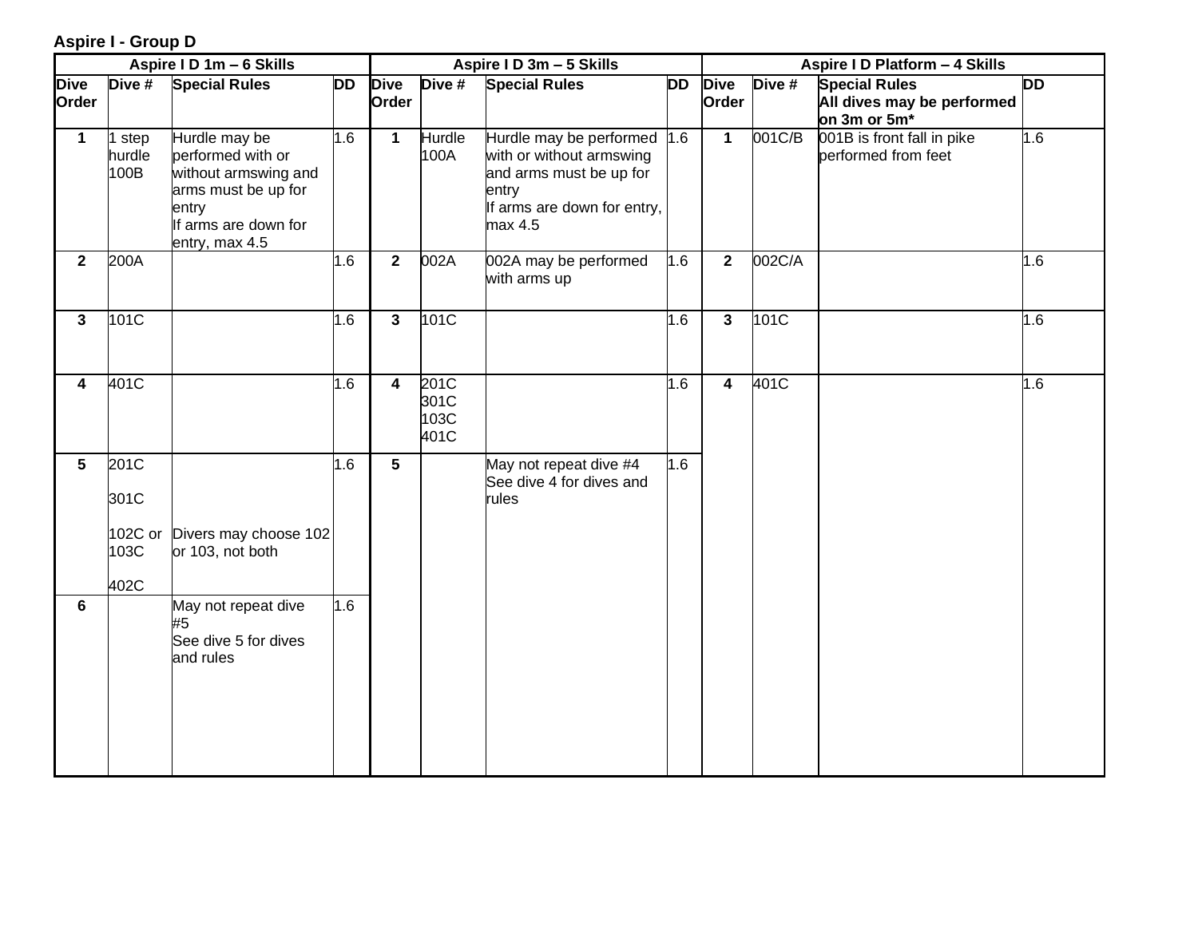**Aspire I - Group D**

| Aspire I D 1m – 6 Skills | | | | Aspire I D 3m – 5 Skills | | | | Aspire I D Platform – 4 Skills | | | |
|---|---|---|---|---|---|---|---|---|---|---|---|
| **Dive Order** | **Dive #** | **Special Rules** | **DD** | **Dive Order** | **Dive #** | **Special Rules** | **DD** | **Dive Order** | **Dive #** | **Special Rules** **All dives may be performed on 3m or 5m*** | **DD** |
| **1** | 1 step hurdle 100B | Hurdle may be performed with or without armswing and arms must be up for entry If arms are down for entry, max 4.5 | 1.6 | **1** | Hurdle 100A | Hurdle may be performed with or without armswing and arms must be up for entry If arms are down for entry, max 4.5 | 1.6 | **1** | 001C/B | 001B is front fall in pike performed from feet | 1.6 |
| **2** | 200A | | 1.6 | **2** | 002A | 002A may be performed with arms up | 1.6 | **2** | 002C/A | | 1.6 |
| **3** | 101C | | 1.6 | **3** | 101C | | 1.6 | **3** | 101C | | 1.6 |
| **4** | 401C | | 1.6 | **4** | 201C 301C 103C 401C | | 1.6 | **4** | 401C | | 1.6 |
| **5** | 201C 301C 102C or 103C 402C | Divers may choose 102 or 103, not both | 1.6 | **5** | | May not repeat dive #4 See dive 4 for dives and rules | 1.6 | | | | |
| **6** | | May not repeat dive #5 See dive 5 for dives and rules | 1.6 | | | | | | | | |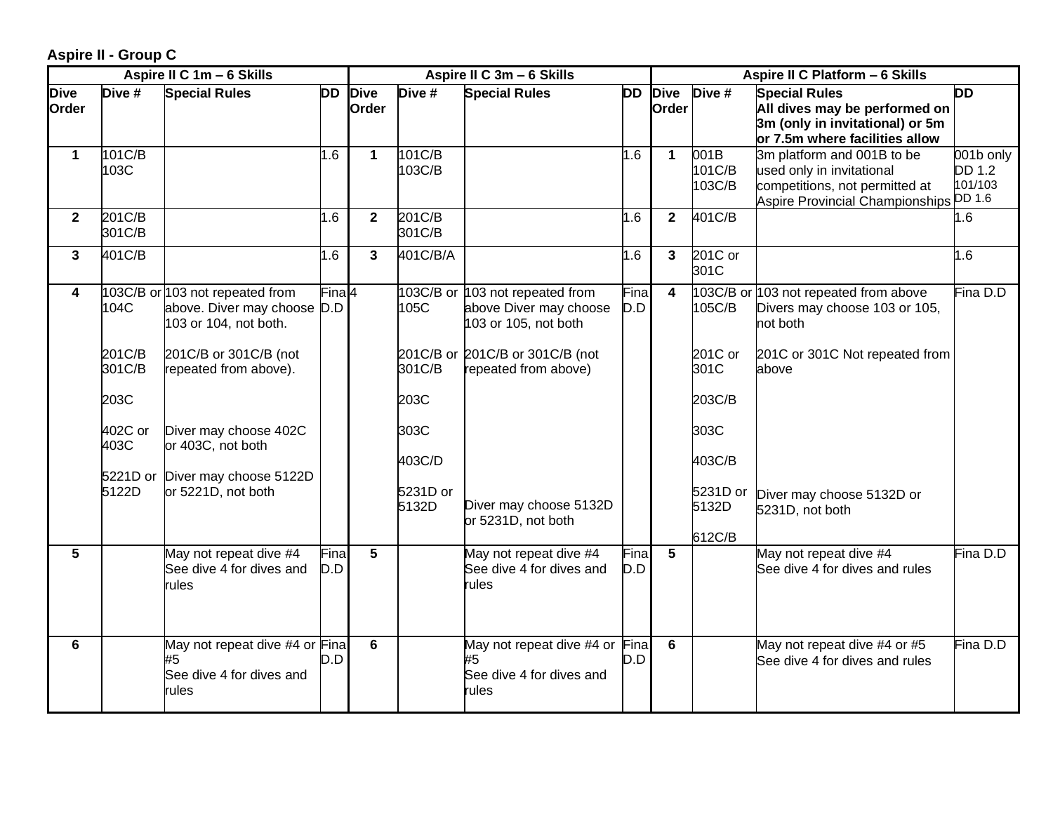**Aspire II - Group C**

| Aspire II C 1m – 6 Skills | | | | Aspire II C 3m – 6 Skills | | | | Aspire II C Platform – 6 Skills | | | |
|---|---|---|---|---|---|---|---|---|---|---|---|
| **Dive Order** | **Dive #** | **Special Rules** | **DD** | **Dive Order** | **Dive #** | **Special Rules** | **DD** | **Dive Order** | **Dive #** | **Special Rules**<br>**All dives may be performed on 3m (only in invitational) or 5m or 7.5m where facilities allow** | **DD** |
| **1** | 101C/B<br>103C | | 1.6 | **1** | 101C/B<br>103C/B | | 1.6 | **1** | 001B<br>101C/B<br>103C/B | 3m platform and 001B to be used only in invitational competitions, not permitted at Aspire Provincial Championships | 001b only DD 1.2<br>101/103 DD 1.6 |
| **2** | 201C/B<br>301C/B | | 1.6 | **2** | 201C/B<br>301C/B | | 1.6 | **2** | 401C/B | | 1.6 |
| **3** | 401C/B | | 1.6 | **3** | 401C/B/A | | 1.6 | **3** | 201C or 301C | | 1.6 |
| **4** | 103C/B or 104C<br><br>201C/B 301C/B<br><br>203C<br><br>402C or 403C<br><br>5221D or 5122D | 103 not repeated from above. Diver may choose 103 or 104, not both.<br><br>201C/B or 301C/B (not repeated from above).<br><br>Diver may choose 402C or 403C, not both<br><br>Diver may choose 5122D or 5221D, not both | Fina D.D | 4 | 103C/B or 105C<br><br>201C/B or 301C/B<br><br>203C<br><br>303C<br><br>403C/D<br><br>5231D or 5132D | 103 not repeated from above Diver may choose 103 or 105, not both<br><br>201C/B or 301C/B (not repeated from above)<br><br>Diver may choose 5132D or 5231D, not both | Fina D.D | **4** | 103C/B or 105C/B<br><br>201C or 301C<br><br>203C/B<br><br>303C<br><br>403C/B<br><br>5231D or 5132D<br><br>612C/B | 103 not repeated from above Divers may choose 103 or 105, not both<br><br>201C or 301C Not repeated from above<br><br>Diver may choose 5132D or 5231D, not both | Fina D.D |
| **5** | | May not repeat dive #4<br>See dive 4 for dives and rules | Fina D.D | **5** | | May not repeat dive #4<br>See dive 4 for dives and rules | Fina D.D | **5** | | May not repeat dive #4<br>See dive 4 for dives and rules | Fina D.D |
| **6** | | May not repeat dive #4 or #5<br>See dive 4 for dives and rules | Fina D.D | **6** | | May not repeat dive #4 or #5<br>See dive 4 for dives and rules | Fina D.D | **6** | | May not repeat dive #4 or #5<br>See dive 4 for dives and rules | Fina D.D |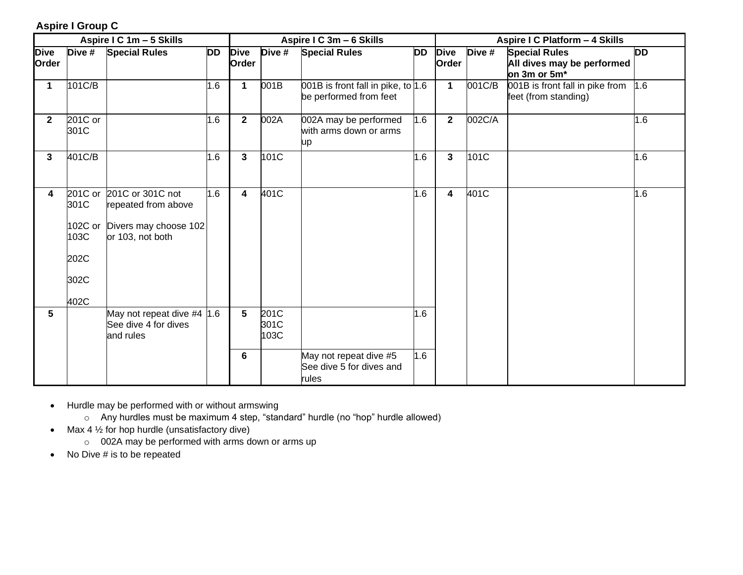**Aspire I Group C**

| Aspire I C 1m – 5 Skills | | | | Aspire I C 3m – 6 Skills | | | | Aspire I C Platform – 4 Skills | | | |
|---|---|---|---|---|---|---|---|---|---|---|---|
| **Dive Order** | **Dive #** | **Special Rules** | **DD** | **Dive Order** | **Dive #** | **Special Rules** | **DD** | **Dive Order** | **Dive #** | **Special Rules All dives may be performed on 3m or 5m*** | **DD** |
| **1** | 101C/B | | 1.6 | **1** | 001B | 001B is front fall in pike, to be performed from feet | 1.6 | **1** | 001C/B | 001B is front fall in pike from feet (from standing) | 1.6 |
| **2** | 201C or 301C | | 1.6 | **2** | 002A | 002A may be performed with arms down or arms up | 1.6 | **2** | 002C/A | | 1.6 |
| **3** | 401C/B | | 1.6 | **3** | 101C | | 1.6 | **3** | 101C | | 1.6 |
| **4** | 201C or 301C<br><br>102C or 103C<br><br>202C<br><br>302C<br><br>402C | 201C or 301C not repeated from above<br><br>Divers may choose 102 or 103, not both | 1.6 | **4** | 401C | | 1.6 | **4** | 401C | | 1.6 |
| **5** | | May not repeat dive #4 See dive 4 for dives and rules | 1.6 | **5** | 201C<br>301C<br>103C | | 1.6 | | | | |
| | | | | **6** | | May not repeat dive #5 See dive 5 for dives and rules | 1.6 | | | | |

- Hurdle may be performed with or without armswing
  - Any hurdles must be maximum 4 step, "standard" hurdle (no "hop" hurdle allowed)
- Max 4 ½ for hop hurdle (unsatisfactory dive)
  - 002A may be performed with arms down or arms up
- No Dive # is to be repeated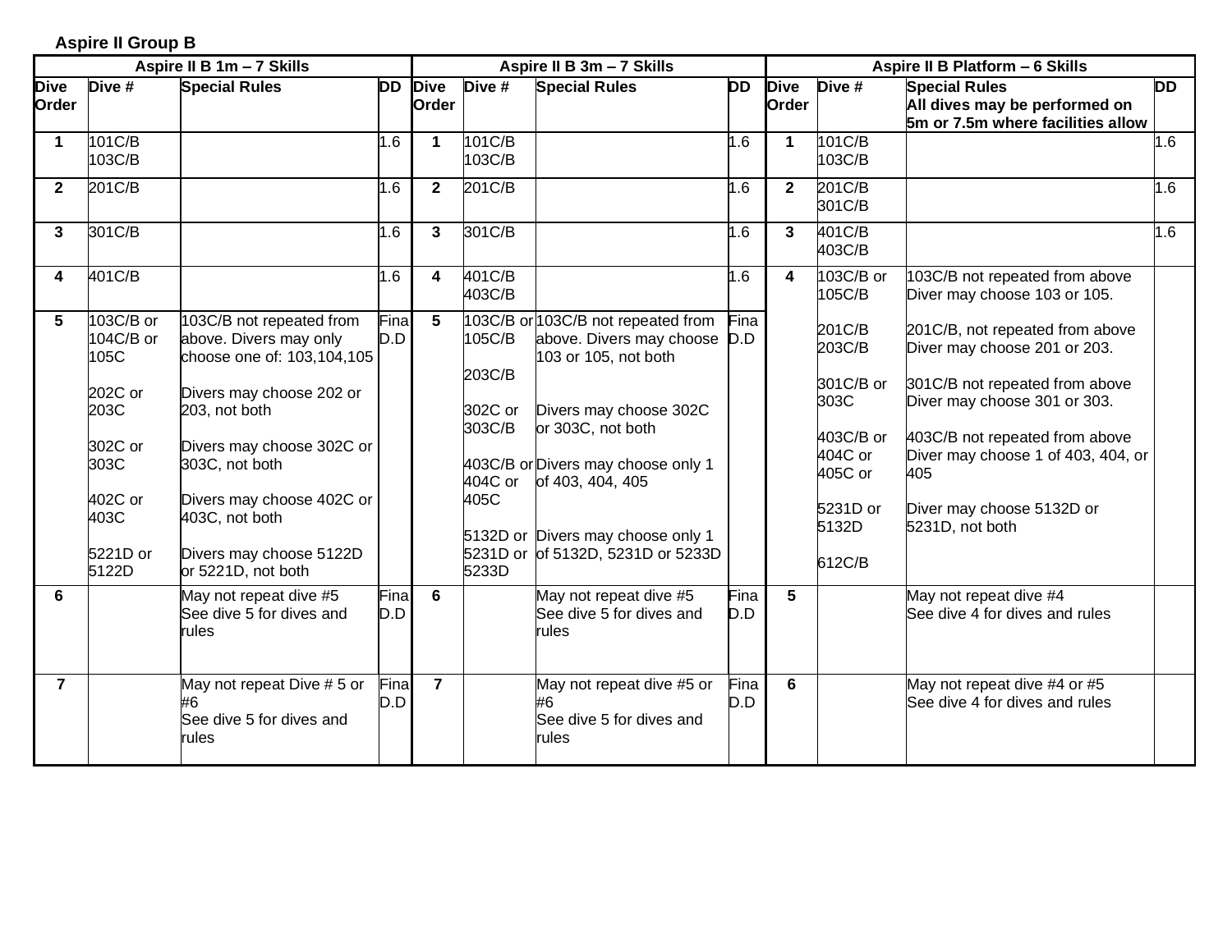**Aspire II Group B**

| Aspire II B 1m – 7 Skills | | | | Aspire II B 3m – 7 Skills | | | | Aspire II B Platform – 6 Skills | | | |
|---|---|---|---|---|---|---|---|---|---|---|---|
| **Dive Order** | **Dive #** | **Special Rules** | **DD** | **Dive Order** | **Dive #** | **Special Rules** | **DD** | **Dive Order** | **Dive #** | **Special Rules** All dives may be performed on 5m or 7.5m where facilities allow | **DD** |
| **1** | 101C/B 103C/B | | 1.6 | **1** | 101C/B 103C/B | | 1.6 | **1** | 101C/B 103C/B | | 1.6 |
| **2** | 201C/B | | 1.6 | **2** | 201C/B | | 1.6 | **2** | 201C/B 301C/B | | 1.6 |
| **3** | 301C/B | | 1.6 | **3** | 301C/B | | 1.6 | **3** | 401C/B 403C/B | | 1.6 |
| **4** | 401C/B | | 1.6 | **4** | 401C/B 403C/B | | 1.6 | **4** | 103C/B or 105C/B<br><br>201C/B 203C/B<br><br>301C/B or 303C<br><br>403C/B or 404C or 405C or<br><br>5231D or 5132D<br><br>612C/B | 103C/B not repeated from above Diver may choose 103 or 105.<br><br>201C/B, not repeated from above Diver may choose 201 or 203.<br><br>301C/B not repeated from above Diver may choose 301 or 303.<br><br>403C/B not repeated from above Diver may choose 1 of 403, 404, or 405<br><br>Diver may choose 5132D or 5231D, not both | |
| **5** | 103C/B or 104C/B or 105C<br><br>202C or 203C<br><br>302C or 303C<br><br>402C or 403C<br><br>5221D or 5122D | 103C/B not repeated from above. Divers may only choose one of: 103,104,105<br><br>Divers may choose 202 or 203, not both<br><br>Divers may choose 302C or 303C, not both<br><br>Divers may choose 402C or 403C, not both<br><br>Divers may choose 5122D or 5221D, not both | Final D.D | **5** | 103C/B or 105C/B<br><br>203C/B<br><br>302C or 303C/B<br><br>403C/B or 404C or 405C<br><br>5132D or 5231D or 5233D | 103C/B not repeated from above. Divers may choose 103 or 105, not both<br><br>Divers may choose 302C or 303C, not both<br><br>Divers may choose only 1 of 403, 404, 405<br><br>Divers may choose only 1 of 5132D, 5231D or 5233D | Final D.D | | | | |
| **6** | | May not repeat dive #5 See dive 5 for dives and rules | Final D.D | **6** | | May not repeat dive #5 See dive 5 for dives and rules | Final D.D | **5** | | May not repeat dive #4 See dive 4 for dives and rules | |
| **7** | | May not repeat Dive # 5 or #6 See dive 5 for dives and rules | Final D.D | **7** | | May not repeat dive #5 or #6 See dive 5 for dives and rules | Final D.D | **6** | | May not repeat dive #4 or #5 See dive 4 for dives and rules | |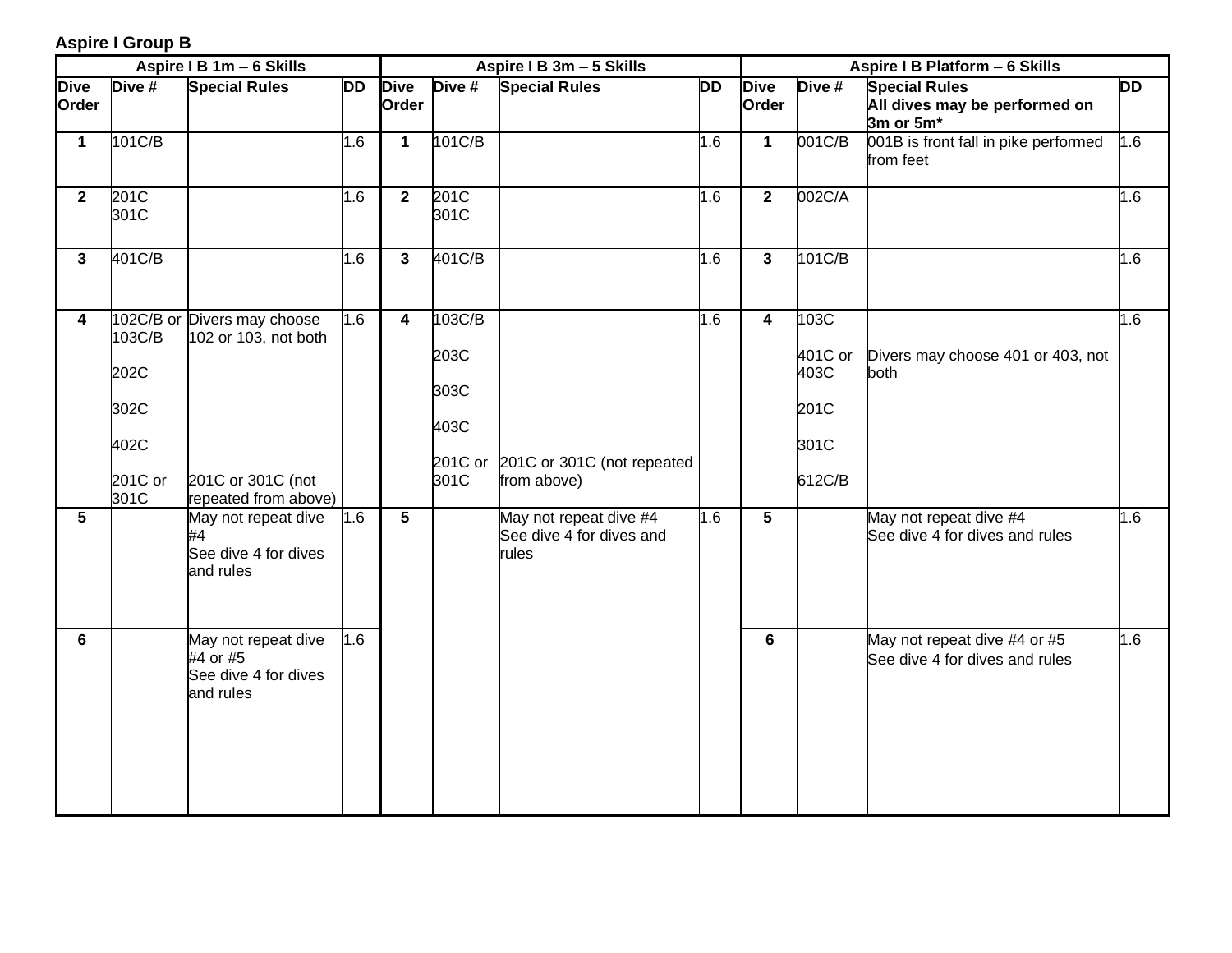**Aspire I Group B**

| Aspire I B 1m – 6 Skills | | | | Aspire I B 3m – 5 Skills | | | | Aspire I B Platform – 6 Skills | | | |
|---|---|---|---|---|---|---|---|---|---|---|---|
| **Dive Order** | **Dive #** | **Special Rules** | **DD** | **Dive Order** | **Dive #** | **Special Rules** | **DD** | **Dive Order** | **Dive #** | **Special Rules All dives may be performed on 3m or 5m*** | **DD** |
| **1** | 101C/B | | 1.6 | **1** | 101C/B | | 1.6 | **1** | 001C/B | 001B is front fall in pike performed from feet | 1.6 |
| **2** | 201C<br>301C | | 1.6 | **2** | 201C<br>301C | | 1.6 | **2** | 002C/A | | 1.6 |
| **3** | 401C/B | | 1.6 | **3** | 401C/B | | 1.6 | **3** | 101C/B | | 1.6 |
| **4** | 102C/B or 103C/B<br>202C<br>302C<br>402C<br>201C or 301C | Divers may choose 102 or 103, not both<br>201C or 301C (not repeated from above) | 1.6 | **4** | 103C/B<br>203C<br>303C<br>403C<br>201C or 301C | 201C or 301C (not repeated from above) | 1.6 | **4** | 103C<br>401C or 403C<br>201C<br>301C<br>612C/B | Divers may choose 401 or 403, not both | 1.6 |
| **5** | | May not repeat dive #4<br>See dive 4 for dives and rules | 1.6 | **5** | | May not repeat dive #4<br>See dive 4 for dives and rules | 1.6 | **5** | | May not repeat dive #4<br>See dive 4 for dives and rules | 1.6 |
| **6** | | May not repeat dive #4 or #5<br>See dive 4 for dives and rules | 1.6 | | | | | **6** | | May not repeat dive #4 or #5<br>See dive 4 for dives and rules | 1.6 |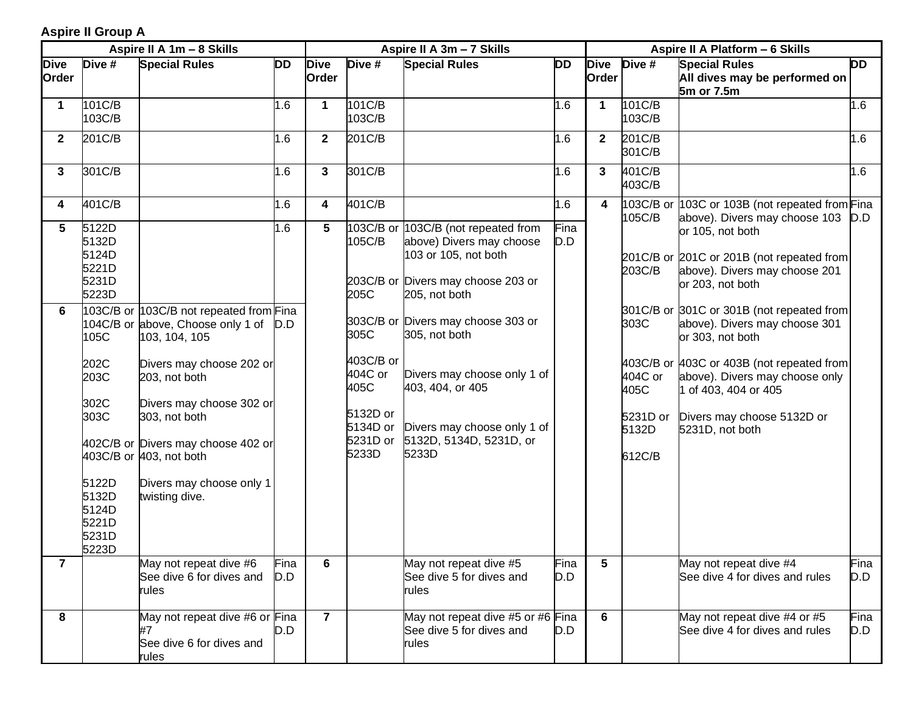**Aspire II Group A**

| Aspire II A 1m – 8 Skills | | | | Aspire II A 3m – 7 Skills | | | | Aspire II A Platform – 6 Skills | | | |
|---|---|---|---|---|---|---|---|---|---|---|---|
| Dive Order | Dive # | Special Rules | DD | Dive Order | Dive # | Special Rules | DD | Dive Order | Dive # | Special Rules<br>All dives may be performed on 5m or 7.5m | DD |
| 1 | 101C/B<br>103C/B | | 1.6 | 1 | 101C/B<br>103C/B | | 1.6 | 1 | 101C/B<br>103C/B | | 1.6 |
| 2 | 201C/B | | 1.6 | 2 | 201C/B | | 1.6 | 2 | 201C/B<br>301C/B | | 1.6 |
| 3 | 301C/B | | 1.6 | 3 | 301C/B | | 1.6 | 3 | 401C/B<br>403C/B | | 1.6 |
| 4 | 401C/B | | 1.6 | 4 | 401C/B | | 1.6 | 4 | 103C/B or 105C/B<br><br>201C/B or 203C/B<br><br>301C/B or 303C<br><br>403C/B or 404C or 405C<br><br>5231D or 5132D<br><br>612C/B | 103C or 103B (not repeated from above). Divers may choose 103 or 105, not both<br><br>201C or 201B (not repeated from above). Divers may choose 201 or 203, not both<br><br>301C or 301B (not repeated from above). Divers may choose 301 or 303, not both<br><br>403C or 403B (not repeated from above). Divers may choose only 1 of 403, 404 or 405<br><br>Divers may choose 5132D or 5231D, not both | Fina D.D |
| 5 | 5122D<br>5132D<br>5124D<br>5221D<br>5231D<br>5223D | | 1.6 | 5 | 103C/B or 105C/B<br><br>203C/B or 205C<br><br>303C/B or 305C<br><br>403C/B or 404C or 405C<br><br>5132D or 5134D or 5231D or 5233D | 103C/B (not repeated from above) Divers may choose 103 or 105, not both<br><br>Divers may choose 203 or 205, not both<br><br>Divers may choose 303 or 305, not both<br><br>Divers may choose only 1 of 403, 404, or 405<br><br>Divers may choose only 1 of 5132D, 5134D, 5231D, or 5233D | Fina D.D | | | | |
| 6 | 103C/B or 104C/B or 105C<br><br>202C<br>203C<br><br>302C<br>303C<br><br>402C/B or 403C/B or<br><br>5122D<br>5132D<br>5124D<br>5221D<br>5231D<br>5223D | 103C/B not repeated from above, Choose only 1 of 103, 104, 105<br><br>Divers may choose 202 or 203, not both<br><br>Divers may choose 302 or 303, not both<br><br>Divers may choose 402 or 403, not both<br><br>Divers may choose only 1 twisting dive. | Fina D.D | | | | | | | | |
| 7 | | May not repeat dive #6<br>See dive 6 for dives and rules | Fina D.D | 6 | | May not repeat dive #5<br>See dive 5 for dives and rules | Fina D.D | 5 | | May not repeat dive #4<br>See dive 4 for dives and rules | Fina D.D |
| 8 | | May not repeat dive #6 or #7<br>See dive 6 for dives and rules | Fina D.D | 7 | | May not repeat dive #5 or #6<br>See dive 5 for dives and rules | Fina D.D | 6 | | May not repeat dive #4 or #5<br>See dive 4 for dives and rules | Fina D.D |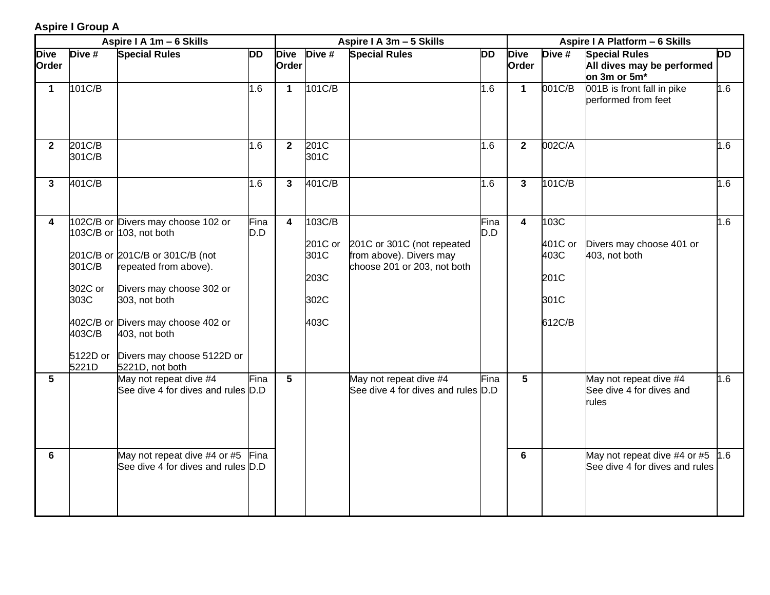**Aspire I Group A**

| Aspire I A 1m – 6 Skills | | | | Aspire I A 3m – 5 Skills | | | | Aspire I A Platform – 6 Skills | | | |
|---|---|---|---|---|---|---|---|---|---|---|---|
| **Dive Order** | **Dive #** | **Special Rules** | **DD** | **Dive Order** | **Dive #** | **Special Rules** | **DD** | **Dive Order** | **Dive #** | **Special Rules** <br> **All dives may be performed on 3m or 5m*** | **DD** |
| **1** | 101C/B | | 1.6 | **1** | 101C/B | | 1.6 | **1** | 001C/B | 001B is front fall in pike performed from feet | 1.6 |
| **2** | 201C/B <br> 301C/B | | 1.6 | **2** | 201C <br> 301C | | 1.6 | **2** | 002C/A | | 1.6 |
| **3** | 401C/B | | 1.6 | **3** | 401C/B | | 1.6 | **3** | 101C/B | | 1.6 |
| **4** | 102C/B or 103C/B or <br><br> 201C/B or 301C/B <br><br> 302C or 303C <br><br> 402C/B or 403C/B <br><br> 5122D or 5221D | Divers may choose 102 or 103, not both <br><br> 201C/B or 301C/B (not repeated from above). <br><br> Divers may choose 302 or 303, not both <br><br> Divers may choose 402 or 403, not both <br><br> Divers may choose 5122D or 5221D, not both | Fina D.D | **4** | 103C/B <br><br> 201C or 301C <br><br> 203C <br><br> 302C <br><br> 403C | 201C or 301C (not repeated from above). Divers may choose 201 or 203, not both | Fina D.D | **4** | 103C <br><br> 401C or 403C <br><br> 201C <br><br> 301C <br><br> 612C/B | Divers may choose 401 or 403, not both | 1.6 |
| **5** | | May not repeat dive #4 <br> See dive 4 for dives and rules | Fina D.D | **5** | | May not repeat dive #4 <br> See dive 4 for dives and rules | Fina D.D | **5** | | May not repeat dive #4 <br> See dive 4 for dives and rules | 1.6 |
| **6** | | May not repeat dive #4 or #5 <br> See dive 4 for dives and rules | Fina D.D | | | | | **6** | | May not repeat dive #4 or #5 <br> See dive 4 for dives and rules | 1.6 |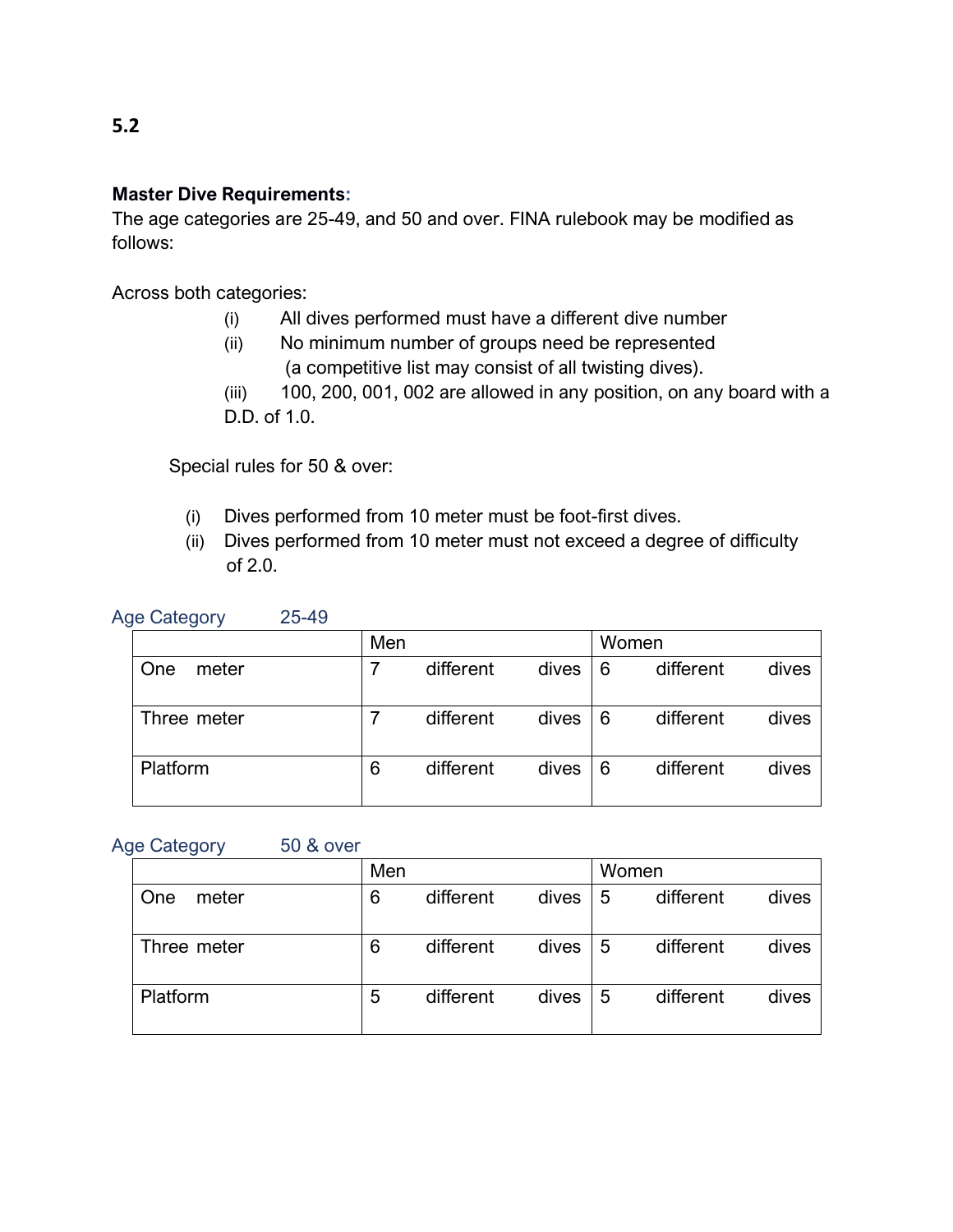## 5.2

**Master Dive Requirements:**
The age categories are 25-49, and 50 and over. FINA rulebook may be modified as follows:

Across both categories:

(i) All dives performed must have a different dive number
(ii) No minimum number of groups need be represented (a competitive list may consist of all twisting dives).
(iii) 100, 200, 001, 002 are allowed in any position, on any board with a D.D. of 1.0.

Special rules for 50 & over:

(i) Dives performed from 10 meter must be foot-first dives.
(ii) Dives performed from 10 meter must not exceed a degree of difficulty of 2.0.

Age Category 25-49

| | Men | Women |
|---|---|---|
| One meter | 7 different dives | 6 different dives |
| Three meter | 7 different dives | 6 different dives |
| Platform | 6 different dives | 6 different dives |

Age Category 50 & over

| | Men | Women |
|---|---|---|
| One meter | 6 different dives | 5 different dives |
| Three meter | 6 different dives | 5 different dives |
| Platform | 5 different dives | 5 different dives |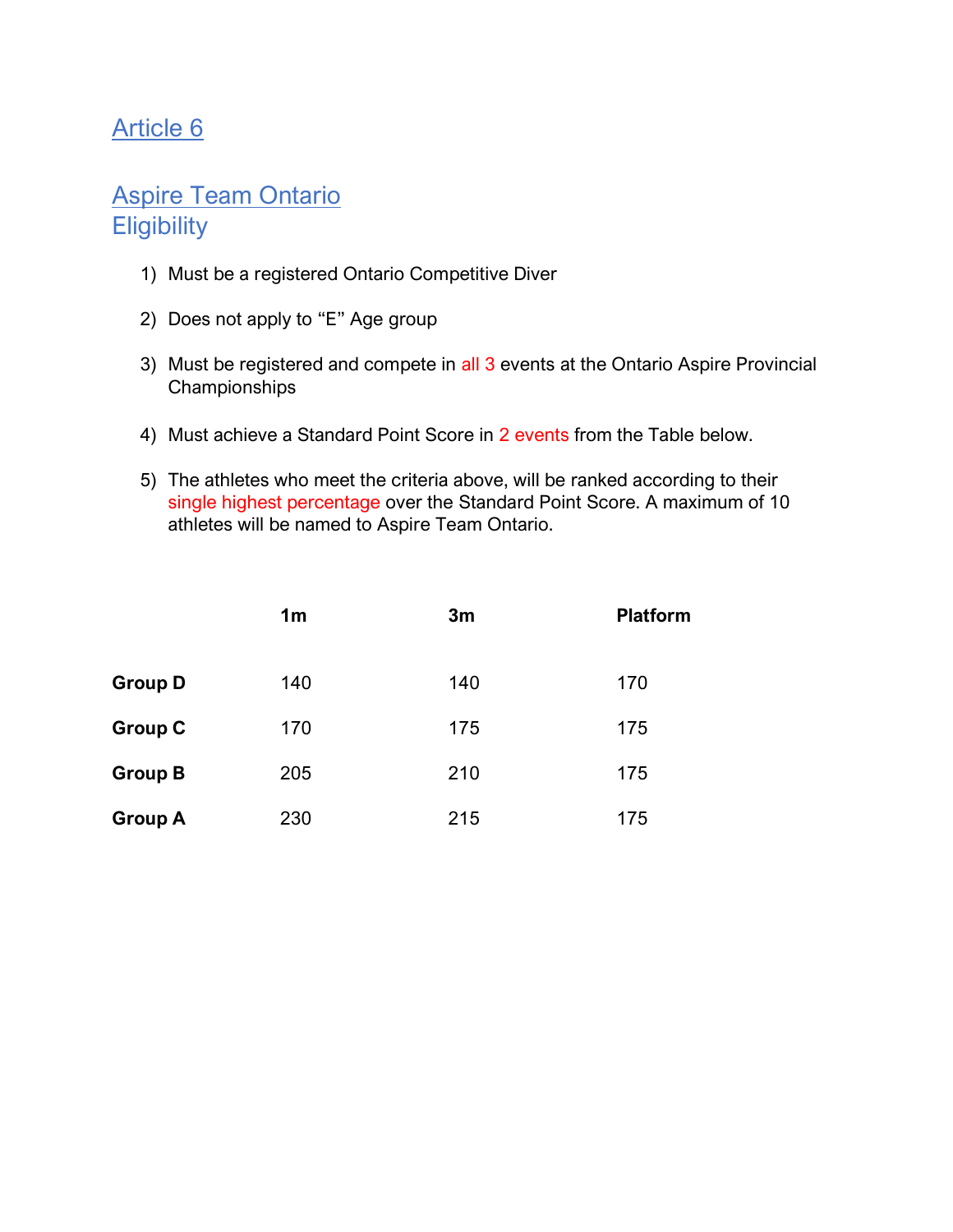# Article 6

## Aspire Team Ontario
## Eligibility

1) Must be a registered Ontario Competitive Diver

2) Does not apply to "E" Age group

3) Must be registered and compete in all 3 events at the Ontario Aspire Provincial Championships

4) Must achieve a Standard Point Score in 2 events from the Table below.

5) The athletes who meet the criteria above, will be ranked according to their single highest percentage over the Standard Point Score. A maximum of 10 athletes will be named to Aspire Team Ontario.

| | 1m | 3m | Platform |
|---|---|---|---|
| **Group D** | 140 | 140 | 170 |
| **Group C** | 170 | 175 | 175 |
| **Group B** | 205 | 210 | 175 |
| **Group A** | 230 | 215 | 175 |